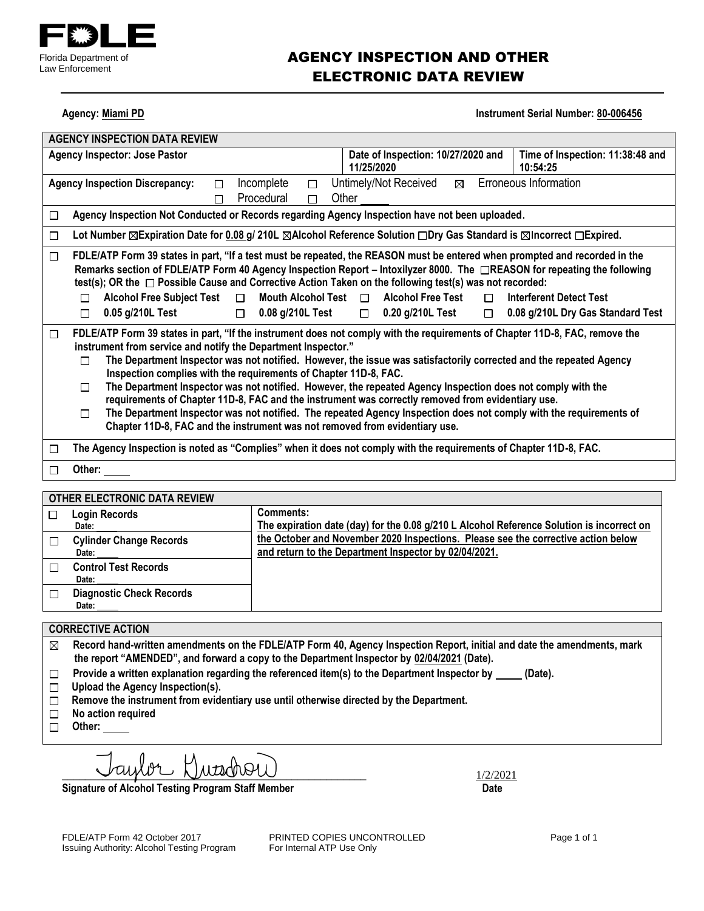FDLE

Florida Department of Law Enforcement

# AGENCY INSPECTION AND OTHER ELECTRONIC DATA REVIEW

**Agency:** Miami PD **Instrument Serial Number:** 80-006456

## AGENCY INSPECTION DATA REVIEW

| Agency Inspector: Jose Pastor | Date of Inspection: 10/27/2020 and 11/25/2020 | Time of Inspection: 11:38:48 and 10:54:25 |
|---|---|---|

**Agency Inspection Discrepancy:** ☐ Incomplete ☐ Untimely/Not Received ☒ Erroneous Information ☐ Procedural ☐ Other _____

☐ Agency Inspection Not Conducted or Records regarding Agency Inspection have not been uploaded.

☐ Lot Number ☒Expiration Date for 0.08 g/ 210L ☒Alcohol Reference Solution ☐Dry Gas Standard is ☒Incorrect ☐Expired.

☐ FDLE/ATP Form 39 states in part, "If a test must be repeated, the REASON must be entered when prompted and recorded in the Remarks section of FDLE/ATP Form 40 Agency Inspection Report – Intoxilyzer 8000. The ☐REASON for repeating the following test(s); OR the ☐ Possible Cause and Corrective Action Taken on the following test(s) was not recorded:

- ☐ Alcohol Free Subject Test ☐ Mouth Alcohol Test ☐ Alcohol Free Test ☐ Interferent Detect Test
- ☐ 0.05 g/210L Test ☐ 0.08 g/210L Test ☐ 0.20 g/210L Test ☐ 0.08 g/210L Dry Gas Standard Test

☐ FDLE/ATP Form 39 states in part, "If the instrument does not comply with the requirements of Chapter 11D-8, FAC, remove the instrument from service and notify the Department Inspector."

- ☐ The Department Inspector was not notified. However, the issue was satisfactorily corrected and the repeated Agency Inspection complies with the requirements of Chapter 11D-8, FAC.
- ☐ The Department Inspector was not notified. However, the repeated Agency Inspection does not comply with the requirements of Chapter 11D-8, FAC and the instrument was correctly removed from evidentiary use.
- ☐ The Department Inspector was not notified. The repeated Agency Inspection does not comply with the requirements of Chapter 11D-8, FAC and the instrument was not removed from evidentiary use.

☐ The Agency Inspection is noted as "Complies" when it does not comply with the requirements of Chapter 11D-8, FAC.

☐ Other: _____

## OTHER ELECTRONIC DATA REVIEW

| OTHER ELECTRONIC DATA REVIEW | Comments: |
|---|---|
| ☐ Login Records Date: _____ | The expiration date (day) for the 0.08 g/210 L Alcohol Reference Solution is incorrect on the October and November 2020 Inspections. Please see the corrective action below and return to the Department Inspector by 02/04/2021. |
| ☐ Cylinder Change Records Date: _____ | |
| ☐ Control Test Records Date: _____ | |
| ☐ Diagnostic Check Records Date: _____ | |

## CORRECTIVE ACTION

- ☒ Record hand-written amendments on the FDLE/ATP Form 40, Agency Inspection Report, initial and date the amendments, mark the report "AMENDED", and forward a copy to the Department Inspector by 02/04/2021 (Date).
- ☐ Provide a written explanation regarding the referenced item(s) to the Department Inspector by _____ (Date).
- ☐ Upload the Agency Inspection(s).
- ☐ Remove the instrument from evidentiary use until otherwise directed by the Department.
- ☐ No action required
- ☐ Other: _____

Taylor Gutschow 1/2/2021

**Signature of Alcohol Testing Program Staff Member** **Date**

FDLE/ATP Form 42 October 2017 PRINTED COPIES UNCONTROLLED
Issuing Authority: Alcohol Testing Program For Internal ATP Use Only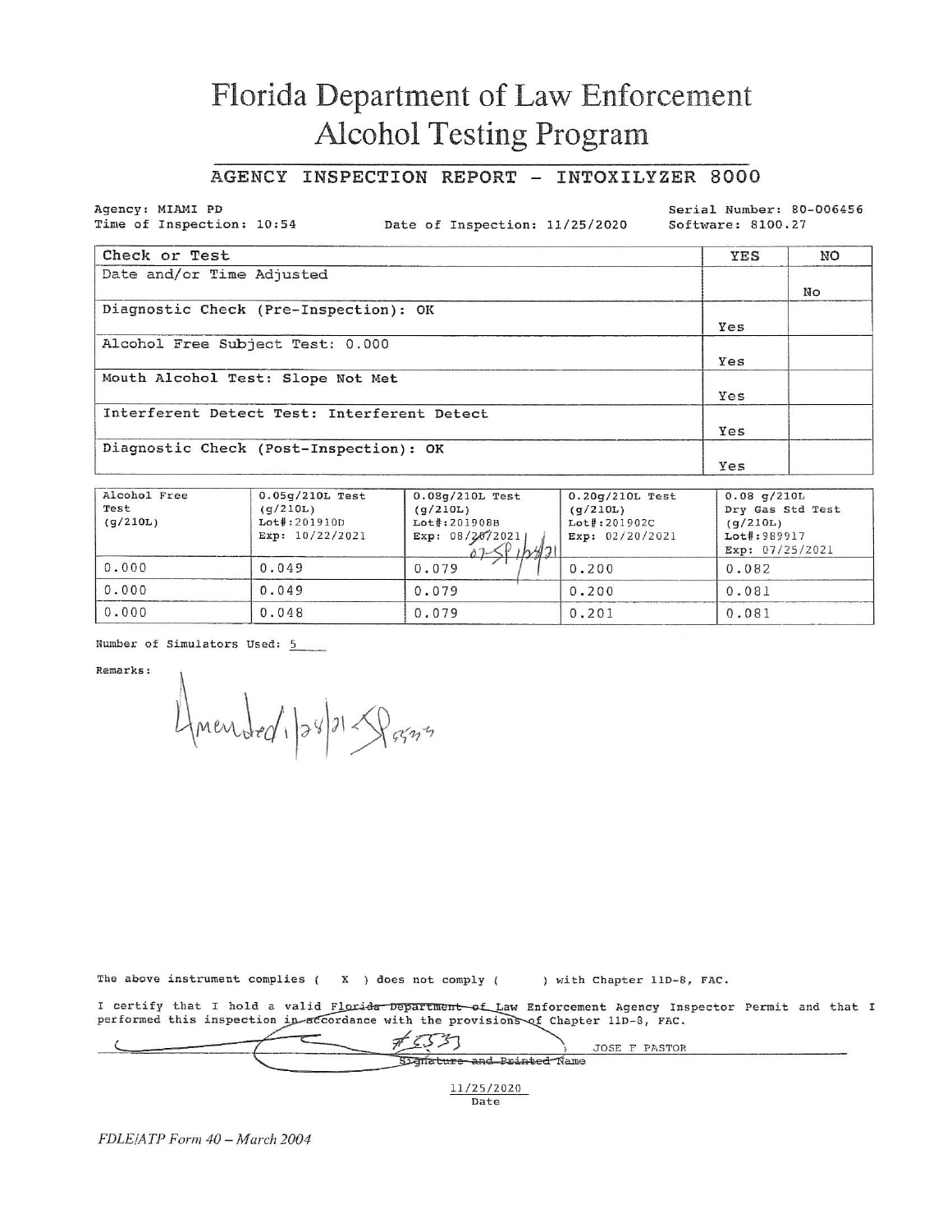# Florida Department of Law Enforcement
# Alcohol Testing Program

## AGENCY INSPECTION REPORT - INTOXILYZER 8000

Agency: MIAMI PD
Time of Inspection: 10:54
Date of Inspection: 11/25/2020
Serial Number: 80-006456
Software: 8100.27

| Check or Test | YES | NO |
|---|---|---|
| Date and/or Time Adjusted | | No |
| Diagnostic Check (Pre-Inspection): OK | Yes | |
| Alcohol Free Subject Test: 0.000 | Yes | |
| Mouth Alcohol Test: Slope Not Met | Yes | |
| Interferent Detect Test: Interferent Detect | Yes | |
| Diagnostic Check (Post-Inspection): OK | Yes | |

| Alcohol Free Test (g/210L) | 0.05g/210L Test (g/210L) Lot#:201910D Exp: 10/22/2021 | 0.08g/210L Test (g/210L) Lot#:201908B Exp: 08/20/2021 07 SP 1/28/21 | 0.20g/210L Test (g/210L) Lot#:201902C Exp: 02/20/2021 | 0.08 g/210L Dry Gas Std Test (g/210L) Lot#:989917 Exp: 07/25/2021 |
|---|---|---|---|---|
| 0.000 | 0.049 | 0.079 | 0.200 | 0.082 |
| 0.000 | 0.049 | 0.079 | 0.200 | 0.081 |
| 0.000 | 0.048 | 0.079 | 0.201 | 0.081 |

Number of Simulators Used: 5

Remarks:

Amended 1/28/21 SP 5533

The above instrument complies ( X ) does not comply ( ) with Chapter 11D-8, FAC.

I certify that I hold a valid Florida Department of Law Enforcement Agency Inspector Permit and that I performed this inspection in accordance with the provisions of Chapter 11D-8, FAC.

#5533 JOSE F PASTOR
Signature and Printed Name

11/25/2020
Date

*FDLE/ATP Form 40 – March 2004*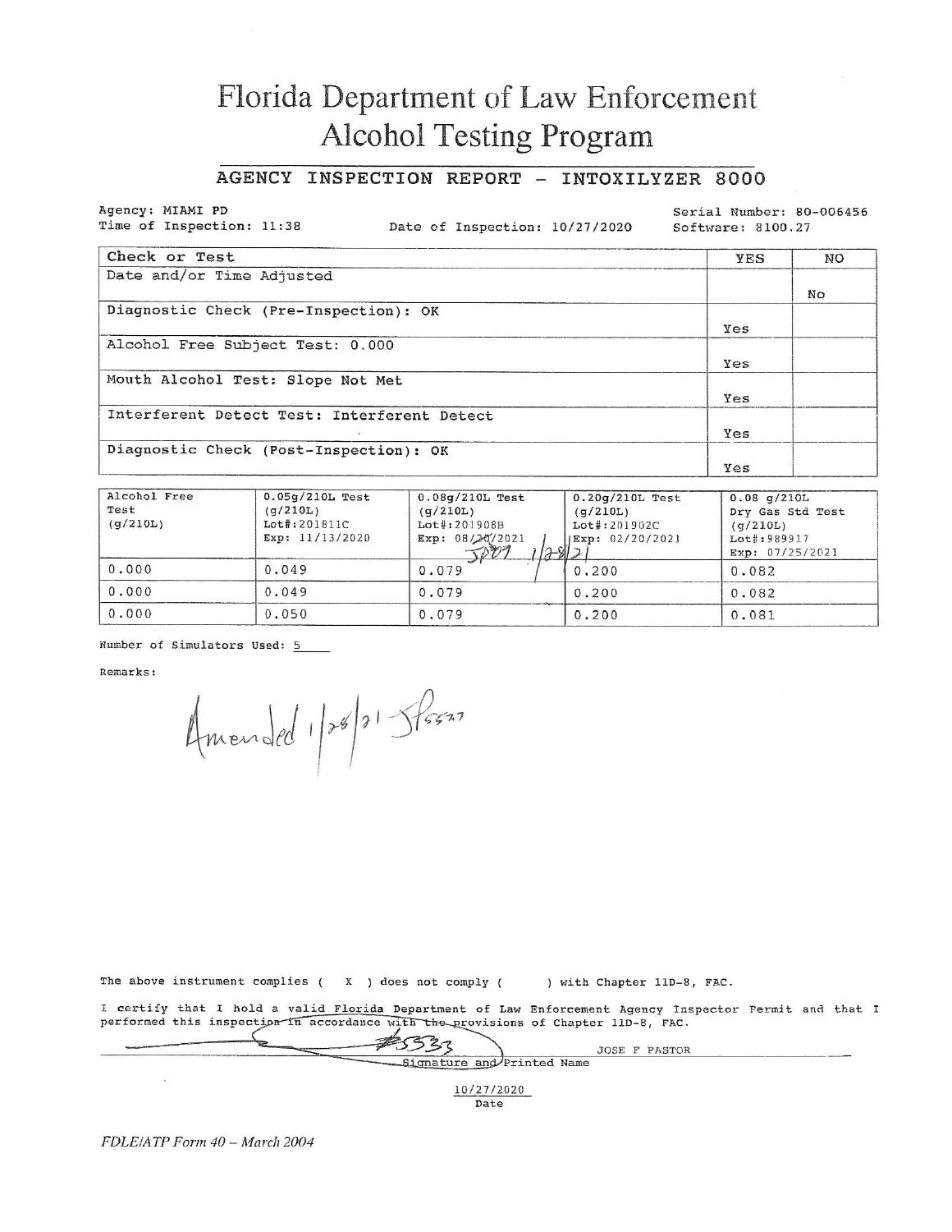# Florida Department of Law Enforcement
# Alcohol Testing Program

## AGENCY INSPECTION REPORT - INTOXILYZER 8000

Agency: MIAMI PD
Time of Inspection: 11:38
Date of Inspection: 10/27/2020
Serial Number: 80-006456
Software: 8100.27

| Check or Test | YES | NO |
|---|---|---|
| Date and/or Time Adjusted | | No |
| Diagnostic Check (Pre-Inspection): OK | Yes | |
| Alcohol Free Subject Test: 0.000 | Yes | |
| Mouth Alcohol Test: Slope Not Met | Yes | |
| Interferent Detect Test: Interferent Detect | Yes | |
| Diagnostic Check (Post-Inspection): OK | Yes | |

| Alcohol Free Test (g/210L) | 0.05g/210L Test (g/210L) Lot#:201811C Exp: 11/13/2020 | 0.08g/210L Test (g/210L) Lot#:201908B Exp: 08/20/2021 JP07 1/28/21 | 0.20g/210L Test (g/210L) Lot#:201902C Exp: 02/20/2021 | 0.08 g/210L Dry Gas Std Test (g/210L) Lot#:989917 Exp: 07/25/2021 |
|---|---|---|---|---|
| 0.000 | 0.049 | 0.079 | 0.200 | 0.082 |
| 0.000 | 0.049 | 0.079 | 0.200 | 0.082 |
| 0.000 | 0.050 | 0.079 | 0.200 | 0.081 |

Number of Simulators Used: 5

Remarks:

Amended 1/28/21 JP5533

The above instrument complies ( X ) does not comply ( ) with Chapter 11D-8, FAC.

I certify that I hold a valid Florida Department of Law Enforcement Agency Inspector Permit and that I performed this inspection in accordance with the provisions of Chapter 11D-8, FAC.

#5533 JOSE F PASTOR
Signature and Printed Name

10/27/2020
Date

*FDLE/ATP Form 40 – March 2004*